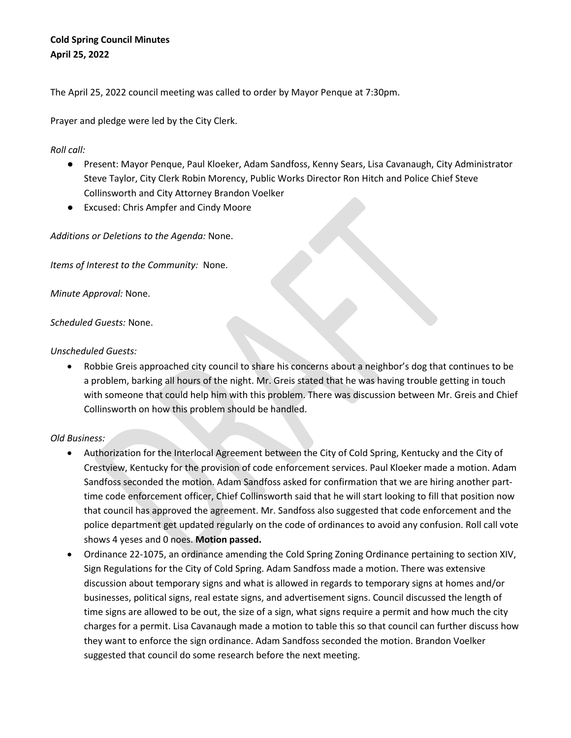**Cold Spring Council Minutes**
**April 25, 2022**

The April 25, 2022 council meeting was called to order by Mayor Penque at 7:30pm.

Prayer and pledge were led by the City Clerk.

*Roll call:*

- Present: Mayor Penque, Paul Kloeker, Adam Sandfoss, Kenny Sears, Lisa Cavanaugh, City Administrator Steve Taylor, City Clerk Robin Morency, Public Works Director Ron Hitch and Police Chief Steve Collinsworth and City Attorney Brandon Voelker
- Excused: Chris Ampfer and Cindy Moore

*Additions or Deletions to the Agenda:* None.

*Items of Interest to the Community:* None.

*Minute Approval:* None.

*Scheduled Guests:* None.

*Unscheduled Guests:*

- Robbie Greis approached city council to share his concerns about a neighbor's dog that continues to be a problem, barking all hours of the night. Mr. Greis stated that he was having trouble getting in touch with someone that could help him with this problem. There was discussion between Mr. Greis and Chief Collinsworth on how this problem should be handled.

*Old Business:*

- Authorization for the Interlocal Agreement between the City of Cold Spring, Kentucky and the City of Crestview, Kentucky for the provision of code enforcement services. Paul Kloeker made a motion. Adam Sandfoss seconded the motion. Adam Sandfoss asked for confirmation that we are hiring another part-time code enforcement officer, Chief Collinsworth said that he will start looking to fill that position now that council has approved the agreement. Mr. Sandfoss also suggested that code enforcement and the police department get updated regularly on the code of ordinances to avoid any confusion. Roll call vote shows 4 yeses and 0 noes. **Motion passed.**
- Ordinance 22-1075, an ordinance amending the Cold Spring Zoning Ordinance pertaining to section XIV, Sign Regulations for the City of Cold Spring. Adam Sandfoss made a motion. There was extensive discussion about temporary signs and what is allowed in regards to temporary signs at homes and/or businesses, political signs, real estate signs, and advertisement signs. Council discussed the length of time signs are allowed to be out, the size of a sign, what signs require a permit and how much the city charges for a permit. Lisa Cavanaugh made a motion to table this so that council can further discuss how they want to enforce the sign ordinance. Adam Sandfoss seconded the motion. Brandon Voelker suggested that council do some research before the next meeting.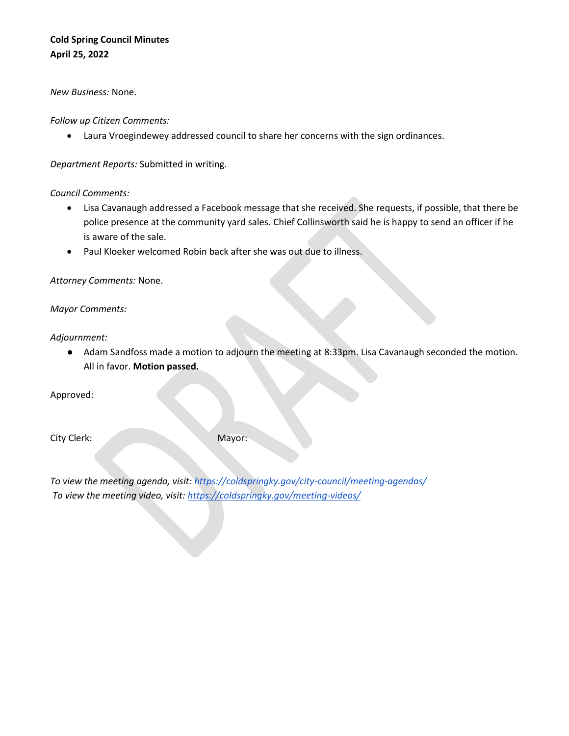**Cold Spring Council Minutes**
**April 25, 2022**

*New Business:* None.

*Follow up Citizen Comments:*

- Laura Vroegindewey addressed council to share her concerns with the sign ordinances.

*Department Reports:* Submitted in writing.

*Council Comments:*

- Lisa Cavanaugh addressed a Facebook message that she received. She requests, if possible, that there be police presence at the community yard sales. Chief Collinsworth said he is happy to send an officer if he is aware of the sale.
- Paul Kloeker welcomed Robin back after she was out due to illness.

*Attorney Comments:* None.

*Mayor Comments:*

*Adjournment:*

- Adam Sandfoss made a motion to adjourn the meeting at 8:33pm. Lisa Cavanaugh seconded the motion. All in favor. **Motion passed.**

Approved:

City Clerk: Mayor:

*To view the meeting agenda, visit: https://coldspringky.gov/city-council/meeting-agendas/*
*To view the meeting video, visit: https://coldspringky.gov/meeting-videos/*